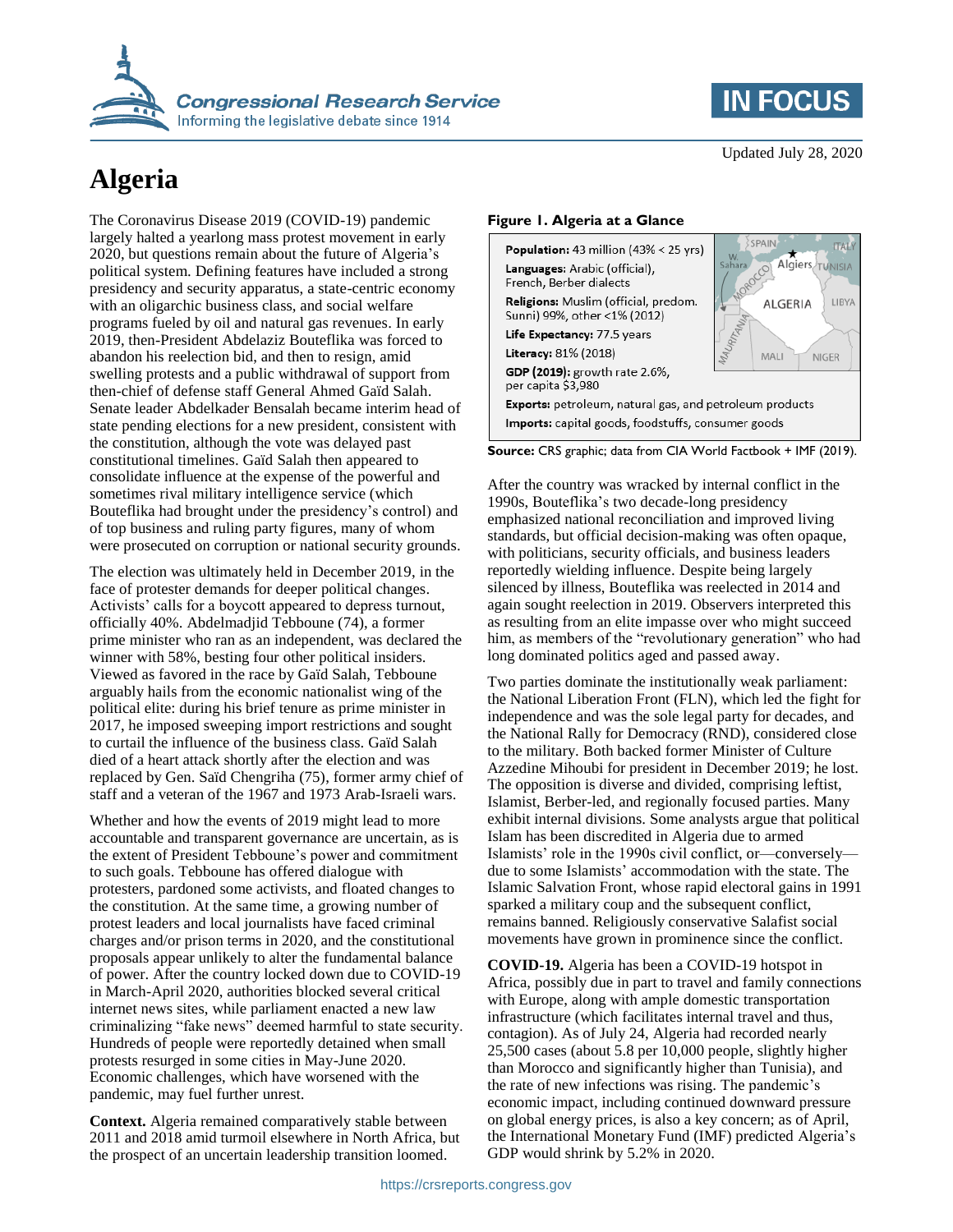Updated July 28, 2020

# Algeria

The Coronavirus Disease 2019 (COVID-19) pandemic largely halted a yearlong mass protest movement in early 2020, but questions remain about the future of Algeria's political system. Defining features have included a strong presidency and security apparatus, a state-centric economy with an oligarchic business class, and social welfare programs fueled by oil and natural gas revenues. In early 2019, then-President Abdelaziz Bouteflika was forced to abandon his reelection bid, and then to resign, amid swelling protests and a public withdrawal of support from then-chief of defense staff General Ahmed Gaïd Salah. Senate leader Abdelkader Bensalah became interim head of state pending elections for a new president, consistent with the constitution, although the vote was delayed past constitutional timelines. Gaïd Salah then appeared to consolidate influence at the expense of the powerful and sometimes rival military intelligence service (which Bouteflika had brought under the presidency's control) and of top business and ruling party figures, many of whom were prosecuted on corruption or national security grounds.

The election was ultimately held in December 2019, in the face of protester demands for deeper political changes. Activists' calls for a boycott appeared to depress turnout, officially 40%. Abdelmadjid Tebboune (74), a former prime minister who ran as an independent, was declared the winner with 58%, besting four other political insiders. Viewed as favored in the race by Gaïd Salah, Tebboune arguably hails from the economic nationalist wing of the political elite: during his brief tenure as prime minister in 2017, he imposed sweeping import restrictions and sought to curtail the influence of the business class. Gaïd Salah died of a heart attack shortly after the election and was replaced by Gen. Saïd Chengriha (75), former army chief of staff and a veteran of the 1967 and 1973 Arab-Israeli wars.

Whether and how the events of 2019 might lead to more accountable and transparent governance are uncertain, as is the extent of President Tebboune's power and commitment to such goals. Tebboune has offered dialogue with protesters, pardoned some activists, and floated changes to the constitution. At the same time, a growing number of protest leaders and local journalists have faced criminal charges and/or prison terms in 2020, and the constitutional proposals appear unlikely to alter the fundamental balance of power. After the country locked down due to COVID-19 in March-April 2020, authorities blocked several critical internet news sites, while parliament enacted a new law criminalizing "fake news" deemed harmful to state security. Hundreds of people were reportedly detained when small protests resurged in some cities in May-June 2020. Economic challenges, which have worsened with the pandemic, may fuel further unrest.

**Context.** Algeria remained comparatively stable between 2011 and 2018 amid turmoil elsewhere in North Africa, but the prospect of an uncertain leadership transition loomed.

**Figure 1. Algeria at a Glance**

**Population:** 43 million (43% < 25 yrs)
**Languages:** Arabic (official), French, Berber dialects
**Religions:** Muslim (official, predom. Sunni) 99%, other <1% (2012)
**Life Expectancy:** 77.5 years
**Literacy:** 81% (2018)
**GDP (2019):** growth rate 2.6%, per capita $3,980
**Exports:** petroleum, natural gas, and petroleum products
**Imports:** capital goods, foodstuffs, consumer goods

**Source:** CRS graphic; data from CIA World Factbook + IMF (2019).

After the country was wracked by internal conflict in the 1990s, Bouteflika's two decade-long presidency emphasized national reconciliation and improved living standards, but official decision-making was often opaque, with politicians, security officials, and business leaders reportedly wielding influence. Despite being largely silenced by illness, Bouteflika was reelected in 2014 and again sought reelection in 2019. Observers interpreted this as resulting from an elite impasse over who might succeed him, as members of the "revolutionary generation" who had long dominated politics aged and passed away.

Two parties dominate the institutionally weak parliament: the National Liberation Front (FLN), which led the fight for independence and was the sole legal party for decades, and the National Rally for Democracy (RND), considered close to the military. Both backed former Minister of Culture Azzedine Mihoubi for president in December 2019; he lost. The opposition is diverse and divided, comprising leftist, Islamist, Berber-led, and regionally focused parties. Many exhibit internal divisions. Some analysts argue that political Islam has been discredited in Algeria due to armed Islamists' role in the 1990s civil conflict, or—conversely—due to some Islamists' accommodation with the state. The Islamic Salvation Front, whose rapid electoral gains in 1991 sparked a military coup and the subsequent conflict, remains banned. Religiously conservative Salafist social movements have grown in prominence since the conflict.

**COVID-19.** Algeria has been a COVID-19 hotspot in Africa, possibly due in part to travel and family connections with Europe, along with ample domestic transportation infrastructure (which facilitates internal travel and thus, contagion). As of July 24, Algeria had recorded nearly 25,500 cases (about 5.8 per 10,000 people, slightly higher than Morocco and significantly higher than Tunisia), and the rate of new infections was rising. The pandemic's economic impact, including continued downward pressure on global energy prices, is also a key concern; as of April, the International Monetary Fund (IMF) predicted Algeria's GDP would shrink by 5.2% in 2020.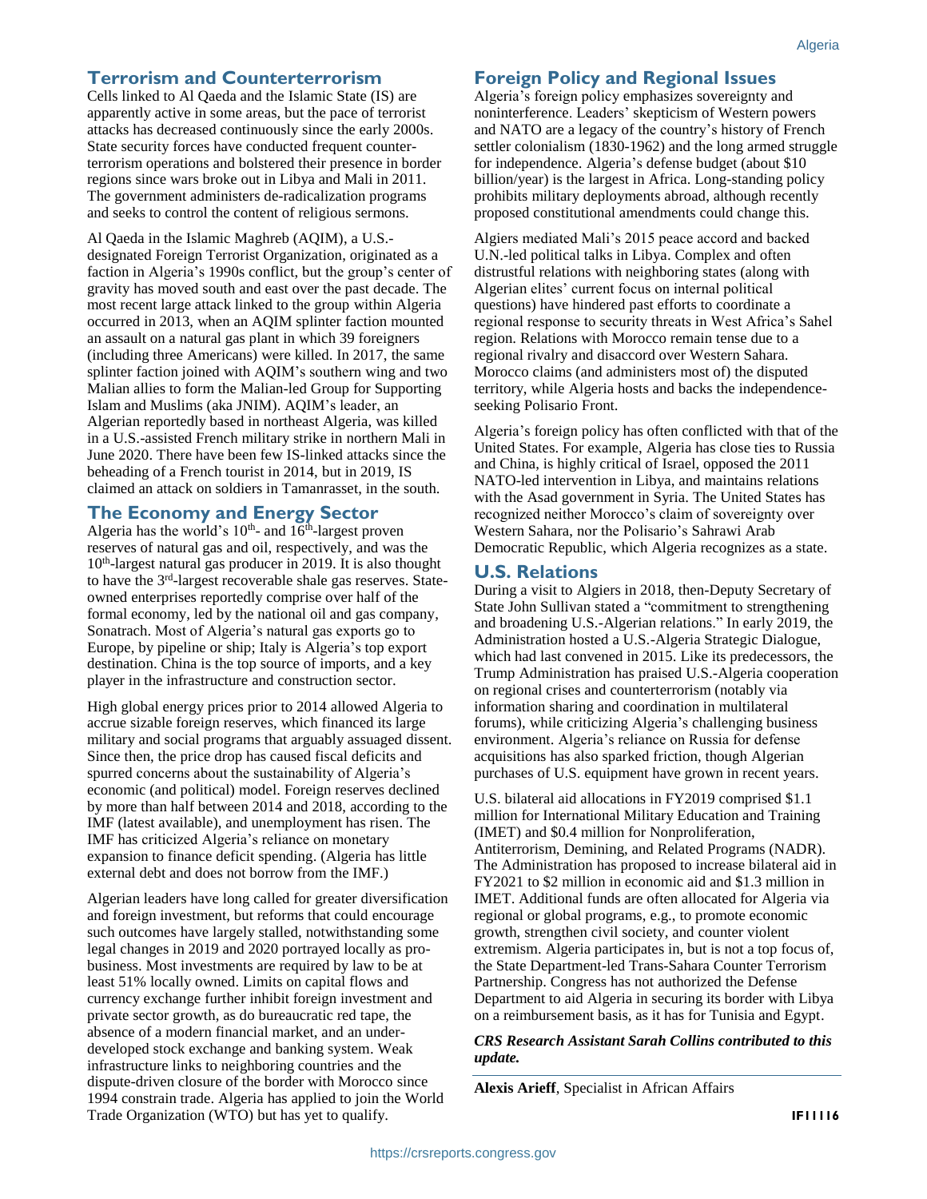## Terrorism and Counterterrorism

Cells linked to Al Qaeda and the Islamic State (IS) are apparently active in some areas, but the pace of terrorist attacks has decreased continuously since the early 2000s. State security forces have conducted frequent counter-terrorism operations and bolstered their presence in border regions since wars broke out in Libya and Mali in 2011. The government administers de-radicalization programs and seeks to control the content of religious sermons.

Al Qaeda in the Islamic Maghreb (AQIM), a U.S.-designated Foreign Terrorist Organization, originated as a faction in Algeria's 1990s conflict, but the group's center of gravity has moved south and east over the past decade. The most recent large attack linked to the group within Algeria occurred in 2013, when an AQIM splinter faction mounted an assault on a natural gas plant in which 39 foreigners (including three Americans) were killed. In 2017, the same splinter faction joined with AQIM's southern wing and two Malian allies to form the Malian-led Group for Supporting Islam and Muslims (aka JNIM). AQIM's leader, an Algerian reportedly based in northeast Algeria, was killed in a U.S.-assisted French military strike in northern Mali in June 2020. There have been few IS-linked attacks since the beheading of a French tourist in 2014, but in 2019, IS claimed an attack on soldiers in Tamanrasset, in the south.

## The Economy and Energy Sector

Algeria has the world's 10th- and 16th-largest proven reserves of natural gas and oil, respectively, and was the 10th-largest natural gas producer in 2019. It is also thought to have the 3rd-largest recoverable shale gas reserves. State-owned enterprises reportedly comprise over half of the formal economy, led by the national oil and gas company, Sonatrach. Most of Algeria's natural gas exports go to Europe, by pipeline or ship; Italy is Algeria's top export destination. China is the top source of imports, and a key player in the infrastructure and construction sector.

High global energy prices prior to 2014 allowed Algeria to accrue sizable foreign reserves, which financed its large military and social programs that arguably assuaged dissent. Since then, the price drop has caused fiscal deficits and spurred concerns about the sustainability of Algeria's economic (and political) model. Foreign reserves declined by more than half between 2014 and 2018, according to the IMF (latest available), and unemployment has risen. The IMF has criticized Algeria's reliance on monetary expansion to finance deficit spending. (Algeria has little external debt and does not borrow from the IMF.)

Algerian leaders have long called for greater diversification and foreign investment, but reforms that could encourage such outcomes have largely stalled, notwithstanding some legal changes in 2019 and 2020 portrayed locally as pro-business. Most investments are required by law to be at least 51% locally owned. Limits on capital flows and currency exchange further inhibit foreign investment and private sector growth, as do bureaucratic red tape, the absence of a modern financial market, and an under-developed stock exchange and banking system. Weak infrastructure links to neighboring countries and the dispute-driven closure of the border with Morocco since 1994 constrain trade. Algeria has applied to join the World Trade Organization (WTO) but has yet to qualify.

## Foreign Policy and Regional Issues

Algeria's foreign policy emphasizes sovereignty and noninterference. Leaders' skepticism of Western powers and NATO are a legacy of the country's history of French settler colonialism (1830-1962) and the long armed struggle for independence. Algeria's defense budget (about $10 billion/year) is the largest in Africa. Long-standing policy prohibits military deployments abroad, although recently proposed constitutional amendments could change this.

Algiers mediated Mali's 2015 peace accord and backed U.N.-led political talks in Libya. Complex and often distrustful relations with neighboring states (along with Algerian elites' current focus on internal political questions) have hindered past efforts to coordinate a regional response to security threats in West Africa's Sahel region. Relations with Morocco remain tense due to a regional rivalry and disaccord over Western Sahara. Morocco claims (and administers most of) the disputed territory, while Algeria hosts and backs the independence-seeking Polisario Front.

Algeria's foreign policy has often conflicted with that of the United States. For example, Algeria has close ties to Russia and China, is highly critical of Israel, opposed the 2011 NATO-led intervention in Libya, and maintains relations with the Asad government in Syria. The United States has recognized neither Morocco's claim of sovereignty over Western Sahara, nor the Polisario's Sahrawi Arab Democratic Republic, which Algeria recognizes as a state.

## U.S. Relations

During a visit to Algiers in 2018, then-Deputy Secretary of State John Sullivan stated a "commitment to strengthening and broadening U.S.-Algerian relations." In early 2019, the Administration hosted a U.S.-Algeria Strategic Dialogue, which had last convened in 2015. Like its predecessors, the Trump Administration has praised U.S.-Algeria cooperation on regional crises and counterterrorism (notably via information sharing and coordination in multilateral forums), while criticizing Algeria's challenging business environment. Algeria's reliance on Russia for defense acquisitions has also sparked friction, though Algerian purchases of U.S. equipment have grown in recent years.

U.S. bilateral aid allocations in FY2019 comprised $1.1 million for International Military Education and Training (IMET) and $0.4 million for Nonproliferation, Antiterrorism, Demining, and Related Programs (NADR). The Administration has proposed to increase bilateral aid in FY2021 to $2 million in economic aid and $1.3 million in IMET. Additional funds are often allocated for Algeria via regional or global programs, e.g., to promote economic growth, strengthen civil society, and counter violent extremism. Algeria participates in, but is not a top focus of, the State Department-led Trans-Sahara Counter Terrorism Partnership. Congress has not authorized the Defense Department to aid Algeria in securing its border with Libya on a reimbursement basis, as it has for Tunisia and Egypt.

***CRS Research Assistant Sarah Collins contributed to this update.***

**Alexis Arieff**, Specialist in African Affairs

**IF11116**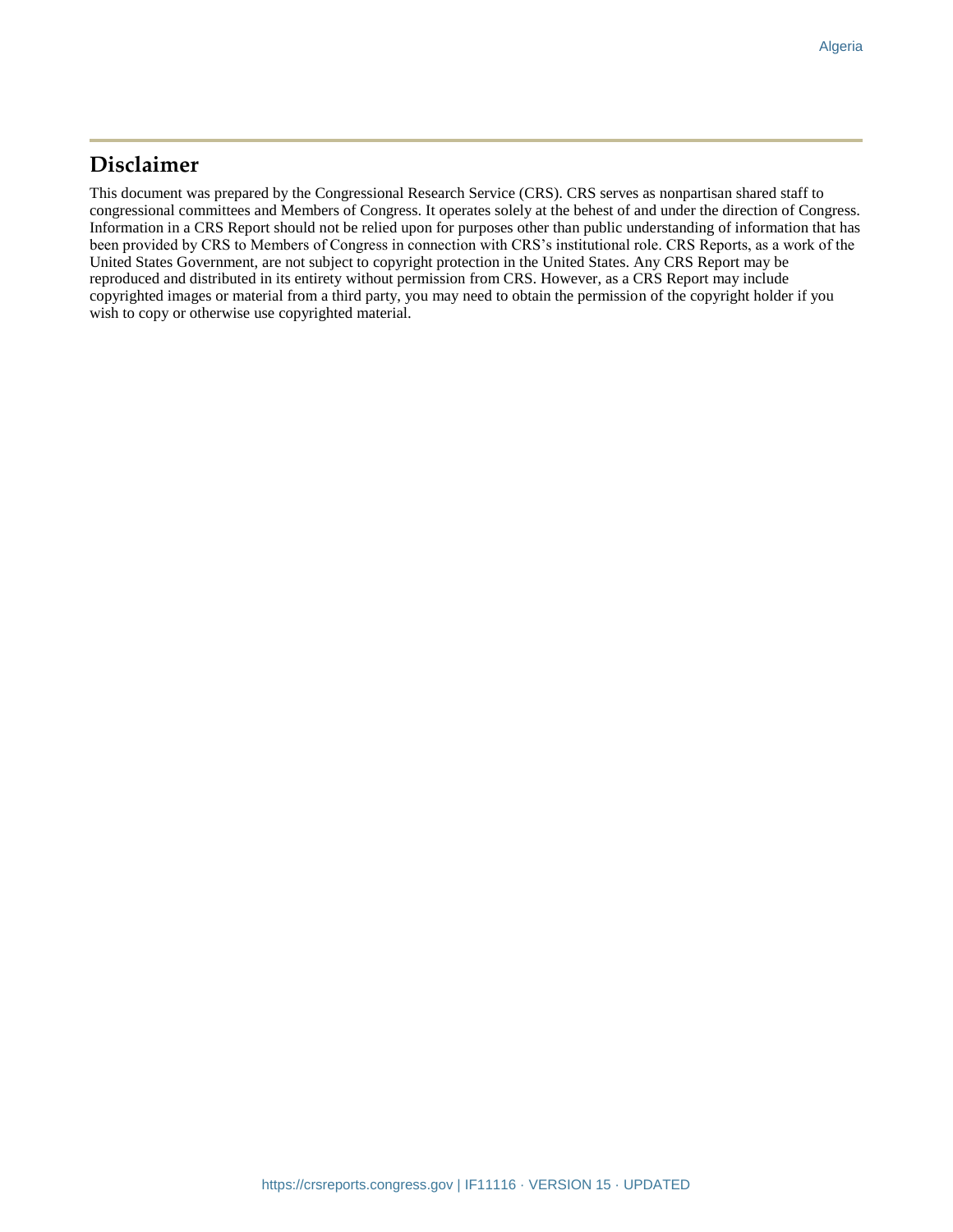## Disclaimer

This document was prepared by the Congressional Research Service (CRS). CRS serves as nonpartisan shared staff to congressional committees and Members of Congress. It operates solely at the behest of and under the direction of Congress. Information in a CRS Report should not be relied upon for purposes other than public understanding of information that has been provided by CRS to Members of Congress in connection with CRS's institutional role. CRS Reports, as a work of the United States Government, are not subject to copyright protection in the United States. Any CRS Report may be reproduced and distributed in its entirety without permission from CRS. However, as a CRS Report may include copyrighted images or material from a third party, you may need to obtain the permission of the copyright holder if you wish to copy or otherwise use copyrighted material.